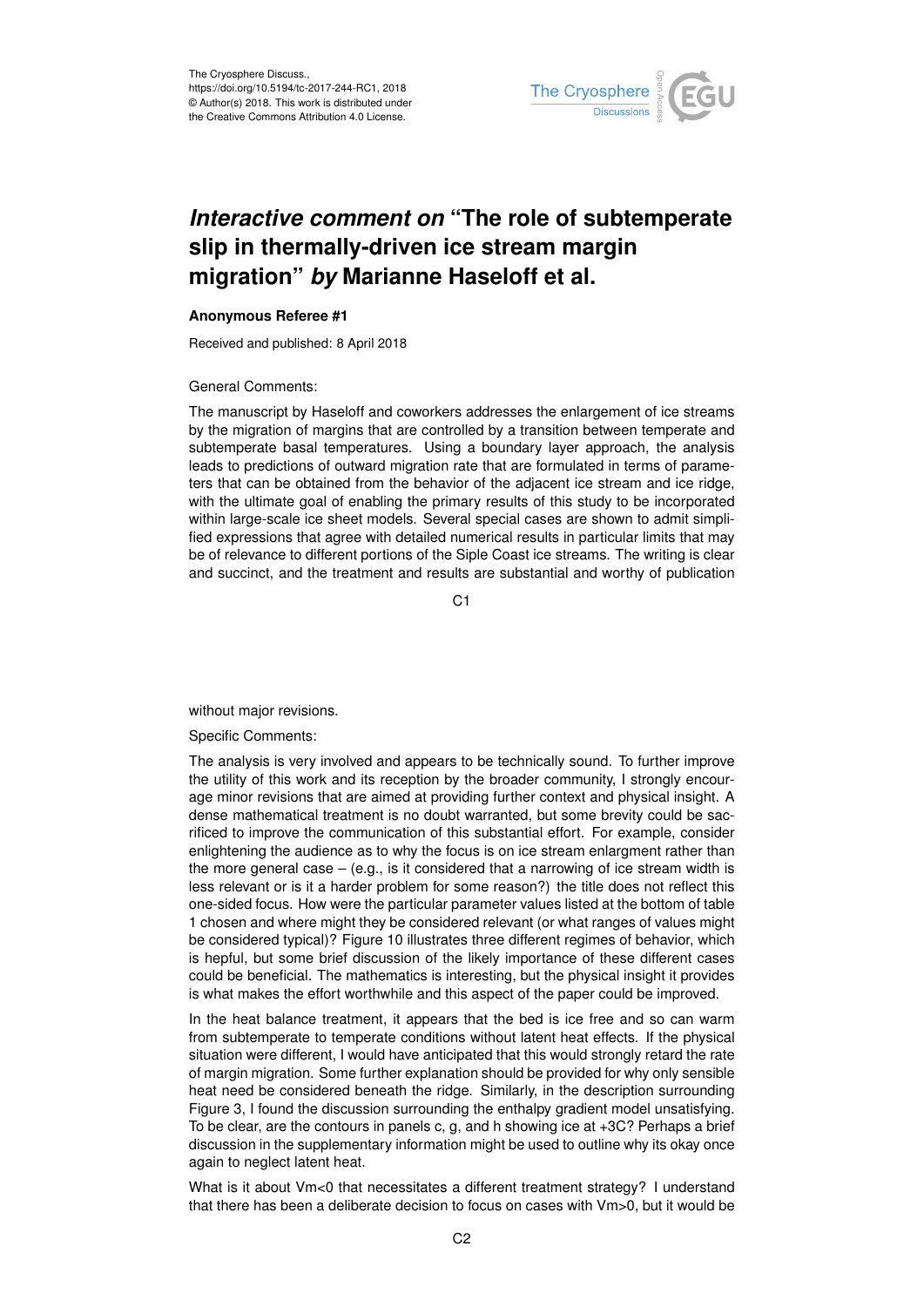# *Interactive comment on* "The role of subtemperate slip in thermally-driven ice stream margin migration" *by* Marianne Haseloff et al.

**Anonymous Referee #1**

Received and published: 8 April 2018

General Comments:

The manuscript by Haseloff and coworkers addresses the enlargement of ice streams by the migration of margins that are controlled by a transition between temperate and subtemperate basal temperatures. Using a boundary layer approach, the analysis leads to predictions of outward migration rate that are formulated in terms of parameters that can be obtained from the behavior of the adjacent ice stream and ice ridge, with the ultimate goal of enabling the primary results of this study to be incorporated within large-scale ice sheet models. Several special cases are shown to admit simplified expressions that agree with detailed numerical results in particular limits that may be of relevance to different portions of the Siple Coast ice streams. The writing is clear and succinct, and the treatment and results are substantial and worthy of publication without major revisions.

Specific Comments:

The analysis is very involved and appears to be technically sound. To further improve the utility of this work and its reception by the broader community, I strongly encourage minor revisions that are aimed at providing further context and physical insight. A dense mathematical treatment is no doubt warranted, but some brevity could be sacrificed to improve the communication of this substantial effort. For example, consider enlightening the audience as to why the focus is on ice stream enlargment rather than the more general case – (e.g., is it considered that a narrowing of ice stream width is less relevant or is it a harder problem for some reason?) the title does not reflect this one-sided focus. How were the particular parameter values listed at the bottom of table 1 chosen and where might they be considered relevant (or what ranges of values might be considered typical)? Figure 10 illustrates three different regimes of behavior, which is hepful, but some brief discussion of the likely importance of these different cases could be beneficial. The mathematics is interesting, but the physical insight it provides is what makes the effort worthwhile and this aspect of the paper could be improved.

In the heat balance treatment, it appears that the bed is ice free and so can warm from subtemperate to temperate conditions without latent heat effects. If the physical situation were different, I would have anticipated that this would strongly retard the rate of margin migration. Some further explanation should be provided for why only sensible heat need be considered beneath the ridge. Similarly, in the description surrounding Figure 3, I found the discussion surrounding the enthalpy gradient model unsatisfying. To be clear, are the contours in panels c, g, and h showing ice at +3C? Perhaps a brief discussion in the supplementary information might be used to outline why its okay once again to neglect latent heat.

What is it about Vm<0 that necessitates a different treatment strategy? I understand that there has been a deliberate decision to focus on cases with Vm>0, but it would be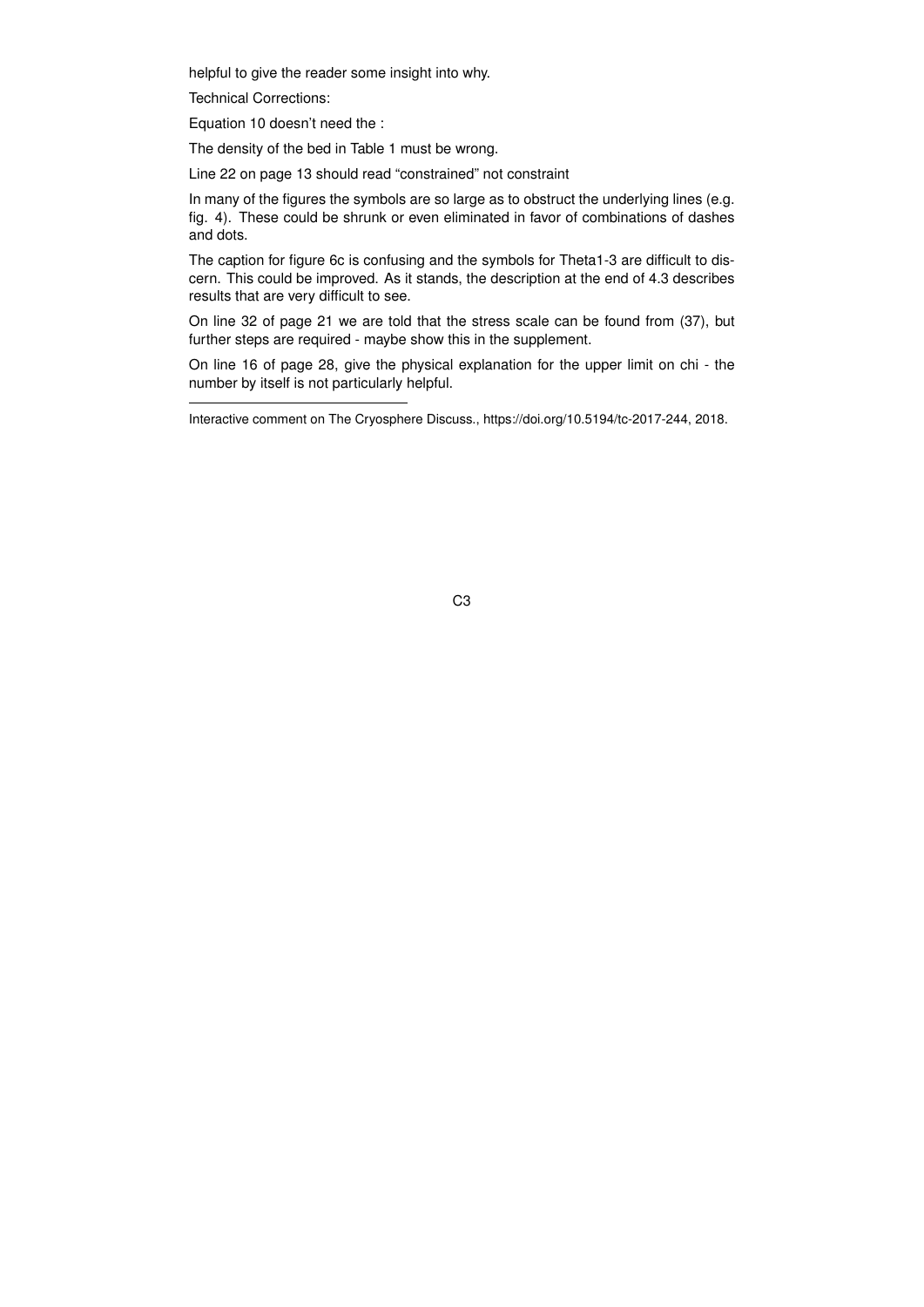helpful to give the reader some insight into why.

Technical Corrections:

Equation 10 doesn't need the :

The density of the bed in Table 1 must be wrong.

Line 22 on page 13 should read "constrained" not constraint

In many of the figures the symbols are so large as to obstruct the underlying lines (e.g. fig. 4). These could be shrunk or even eliminated in favor of combinations of dashes and dots.

The caption for figure 6c is confusing and the symbols for Theta1-3 are difficult to discern. This could be improved. As it stands, the description at the end of 4.3 describes results that are very difficult to see.

On line 32 of page 21 we are told that the stress scale can be found from (37), but further steps are required - maybe show this in the supplement.

On line 16 of page 28, give the physical explanation for the upper limit on chi - the number by itself is not particularly helpful.

---

Interactive comment on The Cryosphere Discuss., https://doi.org/10.5194/tc-2017-244, 2018.